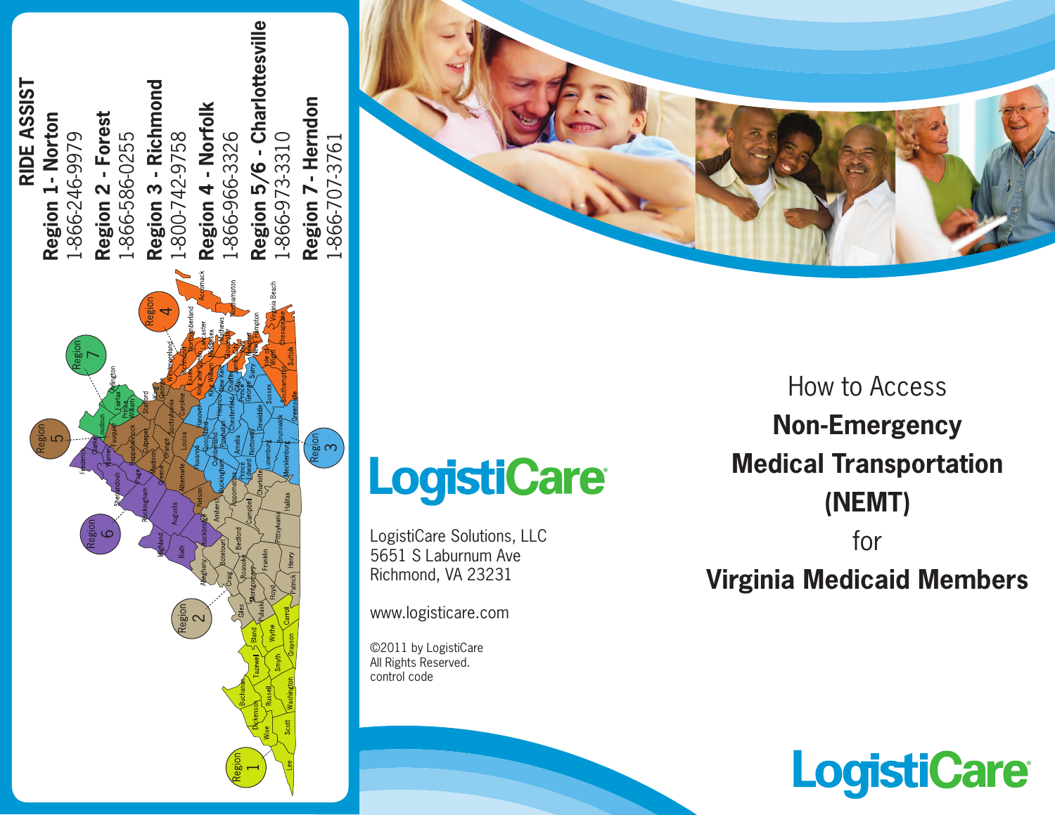## RIDE ASSIST

**Region 1 - Norton**
1-866-246-9979

**Region 2 - Forest**
1-866-586-0255

**Region 3 - Richmond**
1-800-742-9758

**Region 4 - Norfolk**
1-866-966-3326

**Region 5/6 - Charlottesville**
1-866-973-3310

**Region 7 - Herndon**
1-866-707-3761

LogistiCare

LogistiCare Solutions, LLC
5651 S Laburnum Ave
Richmond, VA 23231

www.logisticare.com

©2011 by LogistiCare
All Rights Reserved.
control code

# How to Access **Non-Emergency Medical Transportation (NEMT)** for **Virginia Medicaid Members**

LogistiCare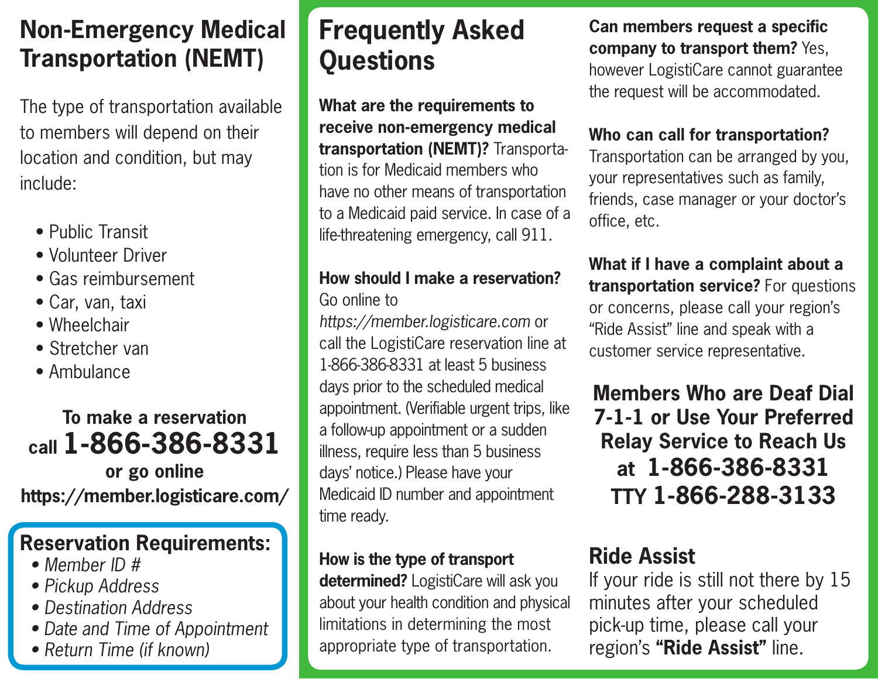# Non-Emergency Medical Transportation (NEMT)

The type of transportation available to members will depend on their location and condition, but may include:

- Public Transit
- Volunteer Driver
- Gas reimbursement
- Car, van, taxi
- Wheelchair
- Stretcher van
- Ambulance

**To make a reservation call 1-866-386-8331 or go online https://member.logisticare.com/**

## Reservation Requirements:

- *Member ID #*
- *Pickup Address*
- *Destination Address*
- *Date and Time of Appointment*
- *Return Time (if known)*

# Frequently Asked Questions

**What are the requirements to receive non-emergency medical transportation (NEMT)?** Transportation is for Medicaid members who have no other means of transportation to a Medicaid paid service. In case of a life-threatening emergency, call 911.

**How should I make a reservation?** Go online to *https://member.logisticare.com* or call the LogistiCare reservation line at 1-866-386-8331 at least 5 business days prior to the scheduled medical appointment. (Verifiable urgent trips, like a follow-up appointment or a sudden illness, require less than 5 business days' notice.) Please have your Medicaid ID number and appointment time ready.

**How is the type of transport determined?** LogistiCare will ask you about your health condition and physical limitations in determining the most appropriate type of transportation.

**Can members request a specific company to transport them?** Yes, however LogistiCare cannot guarantee the request will be accommodated.

**Who can call for transportation?** Transportation can be arranged by you, your representatives such as family, friends, case manager or your doctor's office, etc.

**What if I have a complaint about a transportation service?** For questions or concerns, please call your region's "Ride Assist" line and speak with a customer service representative.

**Members Who are Deaf Dial 7-1-1 or Use Your Preferred Relay Service to Reach Us at 1-866-386-8331 TTY 1-866-288-3133**

## Ride Assist

If your ride is still not there by 15 minutes after your scheduled pick-up time, please call your region's **"Ride Assist"** line.